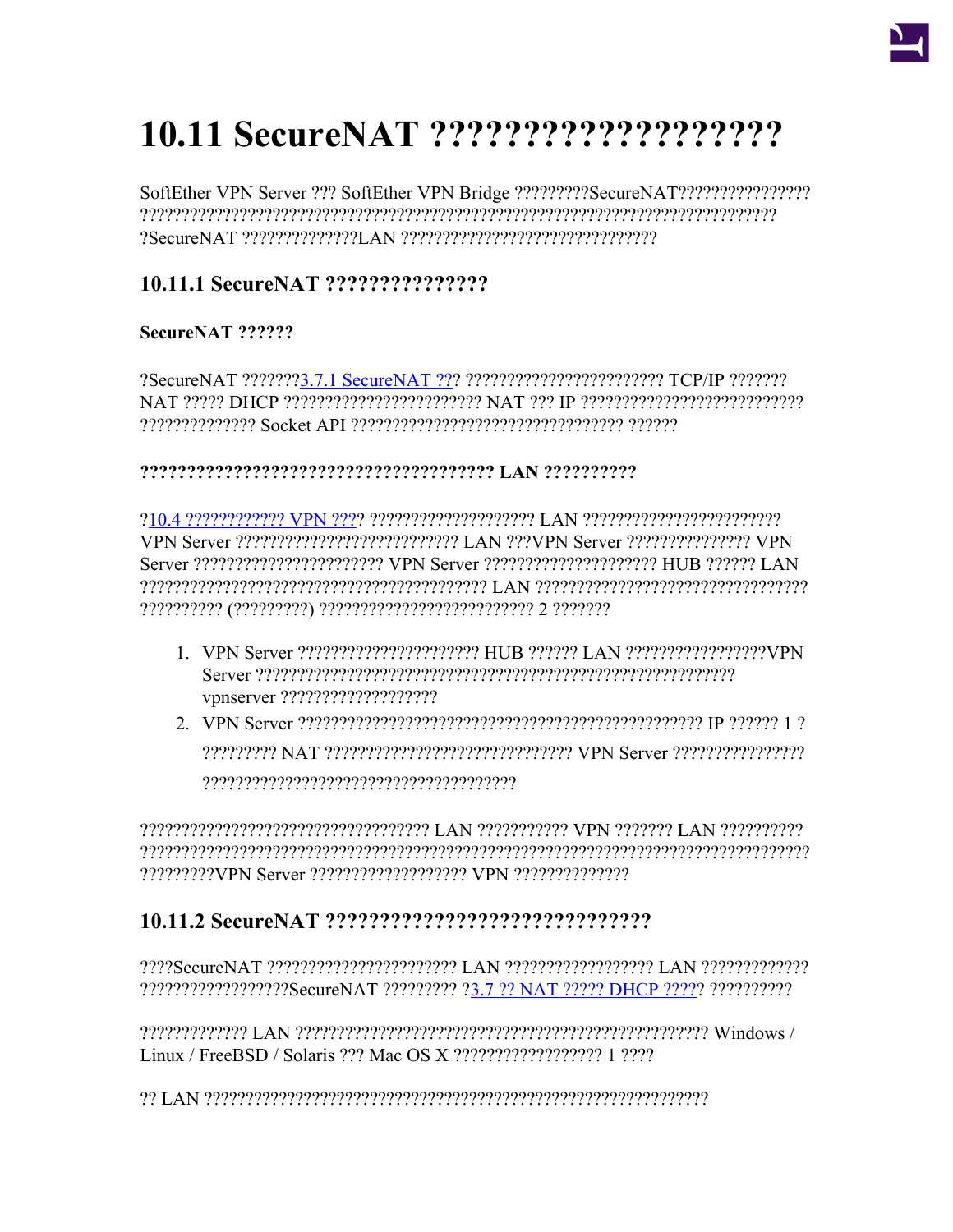# 10.11 SecureNAT ??????????????????

SoftEther VPN Server ??? SoftEther VPN Bridge ?????????SecureNAT?????????????????????????????????????????????????????????????????????????????????????????SecureNAT ??????????????LAN ??????????????????????????????

## 10.11.1 SecureNAT ??????????????

### SecureNAT ??????

?SecureNAT ???????[3.7.1 SecureNAT ??]? ???????????????????????? TCP/IP ??????? NAT ????? DHCP ???????????????????????? NAT ??? IP ??????????????????????????????????????? Socket API ????????????????????????????????? ??????

### ?????????????????????????????????????? LAN ??????????

?[10.4 ???????????? VPN ???]? ???????????????????? LAN ???????????????????????? VPN Server ??????????????????????????? LAN ???VPN Server ??????????????? VPN Server ??????????????????????? VPN Server ????????????????????? HUB ?????? LAN ???????????????????????????????????????????? LAN ????????????????????????????????? ?????????? (?????????) ?????????????????????????? 2 ???????

1. VPN Server ?????????????????????? HUB ?????? LAN ?????????????????VPN Server ?????????????????????????????????????????????????????????? vpnserver ???????????????????
2. VPN Server ????????????????????????????????????????????????? IP ?????? 1 ? ????????? NAT ?????????????????????????????? VPN Server ???????????????? ???????????????????????????????????????

??????????????????????????????????? LAN ??????????? VPN ??????? LAN ??????????????????????????????????????????????????????????????????????????????????????VPN Server ??????????????????? VPN ??????????????

## 10.11.2 SecureNAT ?????????????????????????????

????SecureNAT ??????????????????????? LAN ?????????????????? LAN ????????????????????????????????SecureNAT ????????? ?[3.7 ?? NAT ????? DHCP ????]? ??????????

????????????? LAN ?????????????????????????????????????????????????? Windows / Linux / FreeBSD / Solaris ??? Mac OS X ????????????????? 1 ????

?? LAN ?????????????????????????????????????????????????????????????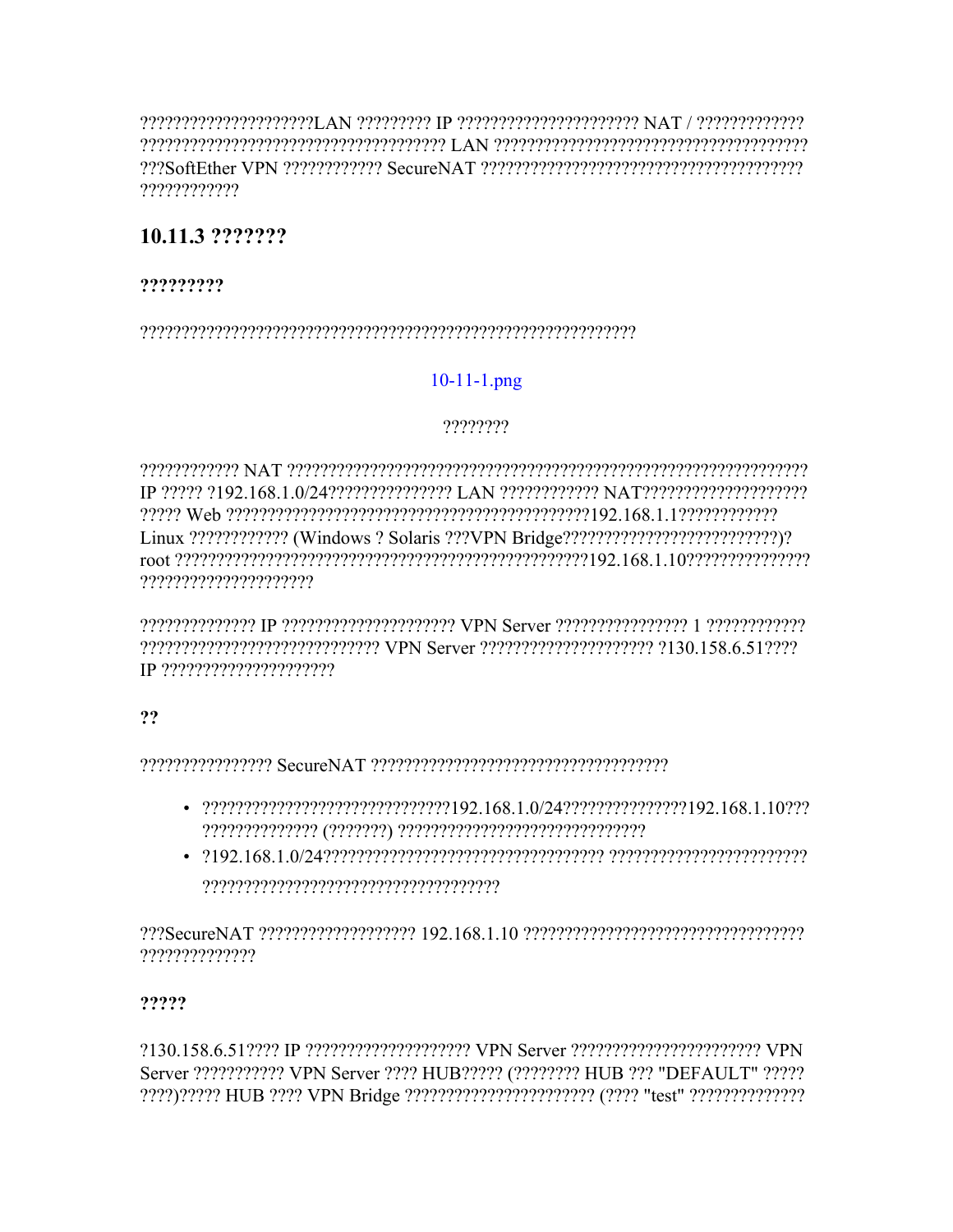?????????????????????LAN ????????? IP ????????????????????? NAT / ????????????? ???????????????????????????????????? LAN ????????????????????????????????????? ???SoftEther VPN ??????????? SecureNAT ?????????????????????????????????????? ????????????

### 10.11.3 ???????

#### ?????????

??????????????????????????????????????????????????????????????

10-11-1.png

????????

???????????? NAT ??????????????????????????????????????????????????????????????? IP ????? ?192.168.1.0/24??????????????? LAN ???????????? NAT???????????????????? ????? Web ??????????????????????????????????????????????192.168.1.1???????????? Linux ???????????? (Windows ? Solaris ???VPN Bridge?????????????????????????)? root ???????????????????????????????????????????????????192.168.1.10??????????????? ????????????????????

?????????????? IP ????????????????????? VPN Server ???????????????? 1 ???????????? ?????????????????????????????? VPN Server ????????????????????? ?130.158.6.51???? IP ?????????????????????

#### ??

???????????????? SecureNAT ???????????????????????????????????

- ???????????????????????????????192.168.1.0/24???????????????192.168.1.10??? ?????????????? (???????) ??????????????????????????????
- ?192.168.1.0/24?????????????????????????????????? ????????????????????????? ???????????????????????????????????

???SecureNAT ??????????????????? 192.168.1.10 ?????????????????????????????????? ??????????????

#### ?????

?130.158.6.51???? IP ???????????????????? VPN Server ??????????????????????? VPN Server ??????????? VPN Server ???? HUB????? (???????? HUB ??? "DEFAULT" ????? ????)????? HUB ???? VPN Bridge ?????????????????????? (???? "test" ??????????????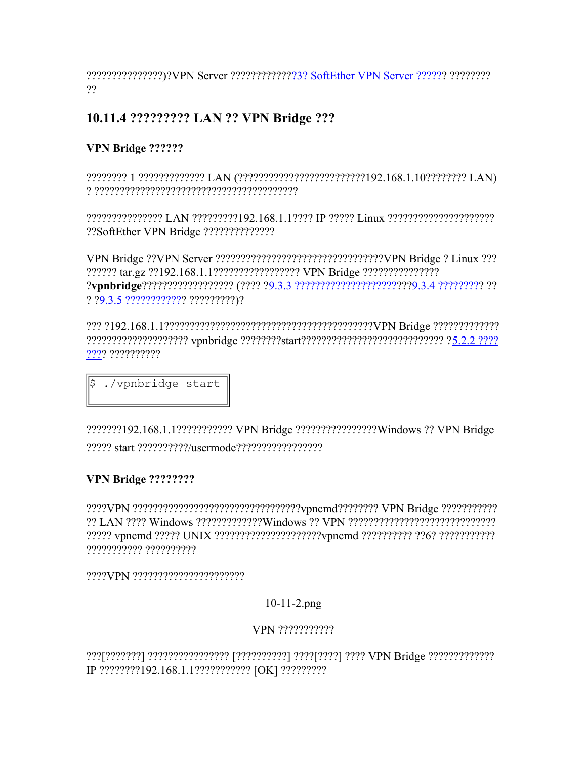??????????????)?VPN Server ????????????3? SoftEther VPN Server ?????? ????????
??

### 10.11.4 ????????? LAN ?? VPN Bridge ???

**VPN Bridge ??????**

???????? 1 ????????????? LAN (????????????????????????192.168.1.10???????? LAN)
? ???????????????????????????????????????

??????????????? LAN ?????????192.168.1.1???? IP ????? Linux ????????????????????
??SoftEther VPN Bridge ??????????????

VPN Bridge ??VPN Server ???????????????????????????????VPN Bridge ? Linux ???
?????? tar.gz ??192.168.1.1????????????????? VPN Bridge ???????????????
?**vpnbridge**?????????????????? (???? ?9.3.3 ????????????????????????9.3.4 ????????? ??
? ?9.3.5 ???????????? ?????????)?

??? ?192.168.1.1??????????????????????????????????????????VPN Bridge ?????????????
??????????????????? vpnbridge ????????start??????????????????????????? ?5.2.2 ????
???? ??????????

```
$ ./vpnbridge start
```

???????192.168.1.1??????????? VPN Bridge ????????????????Windows ?? VPN Bridge
????? start ??????????/usermode?????????????????

**VPN Bridge ????????**

????VPN ?????????????????????????????????vpncmd???????? VPN Bridge ???????????
?? LAN ???? Windows ?????????????Windows ?? VPN ?????????????????????????????
????? vpncmd ????? UNIX ????????????????????vpncmd ?????????? ??6? ???????????
??????????? ??????????

????VPN ?????????????????????

10-11-2.png

VPN ???????????

???[???????] ???????????????? [??????????] ????[????] ???? VPN Bridge ?????????????
IP ????????192.168.1.1??????????? [OK] ?????????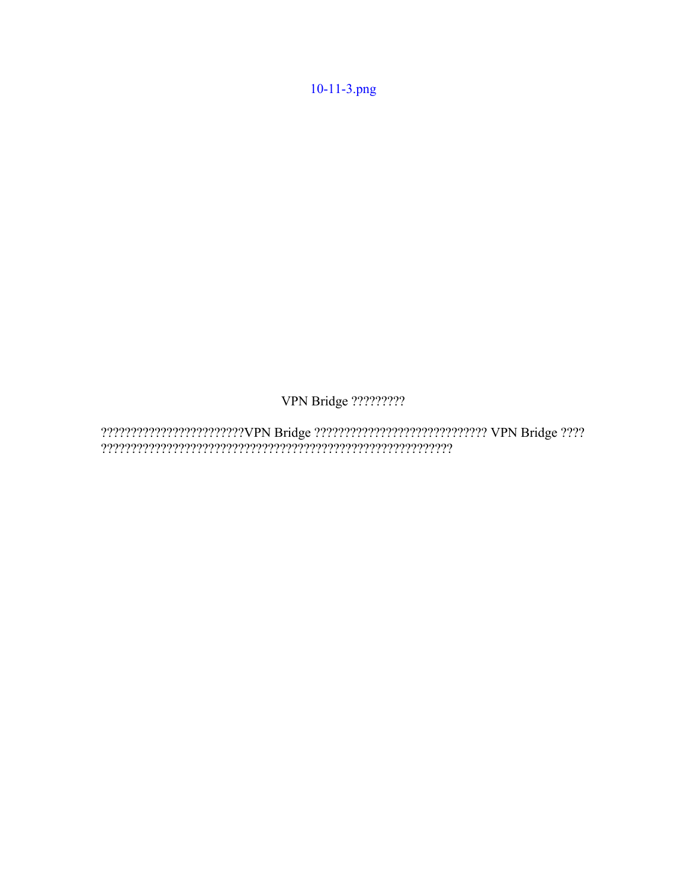10-11-3.png

VPN Bridge ?????????

????????????????????????VPN Bridge ????????????????????????????? VPN Bridge ???? ?????????????????????????????????????????????????????????????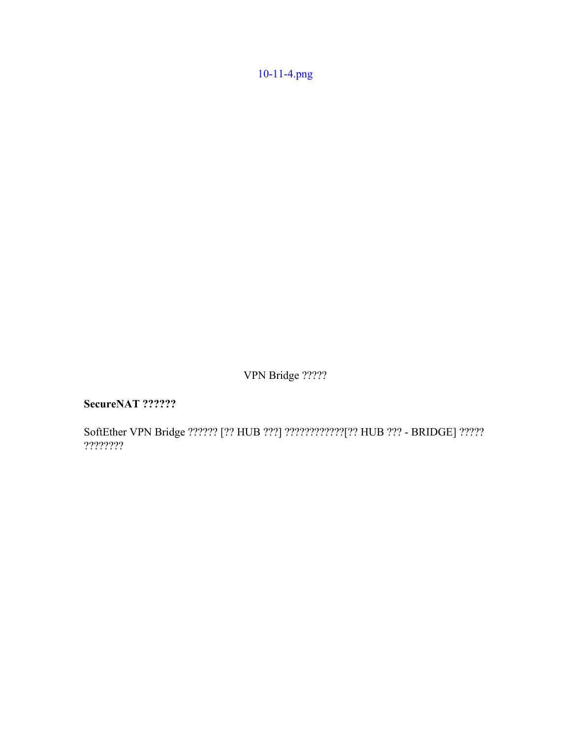10-11-4.png

VPN Bridge ?????

**SecureNAT ??????**

SoftEther VPN Bridge ?????? [?? HUB ???] ????????????[?? HUB ??? - BRIDGE] ????? ????????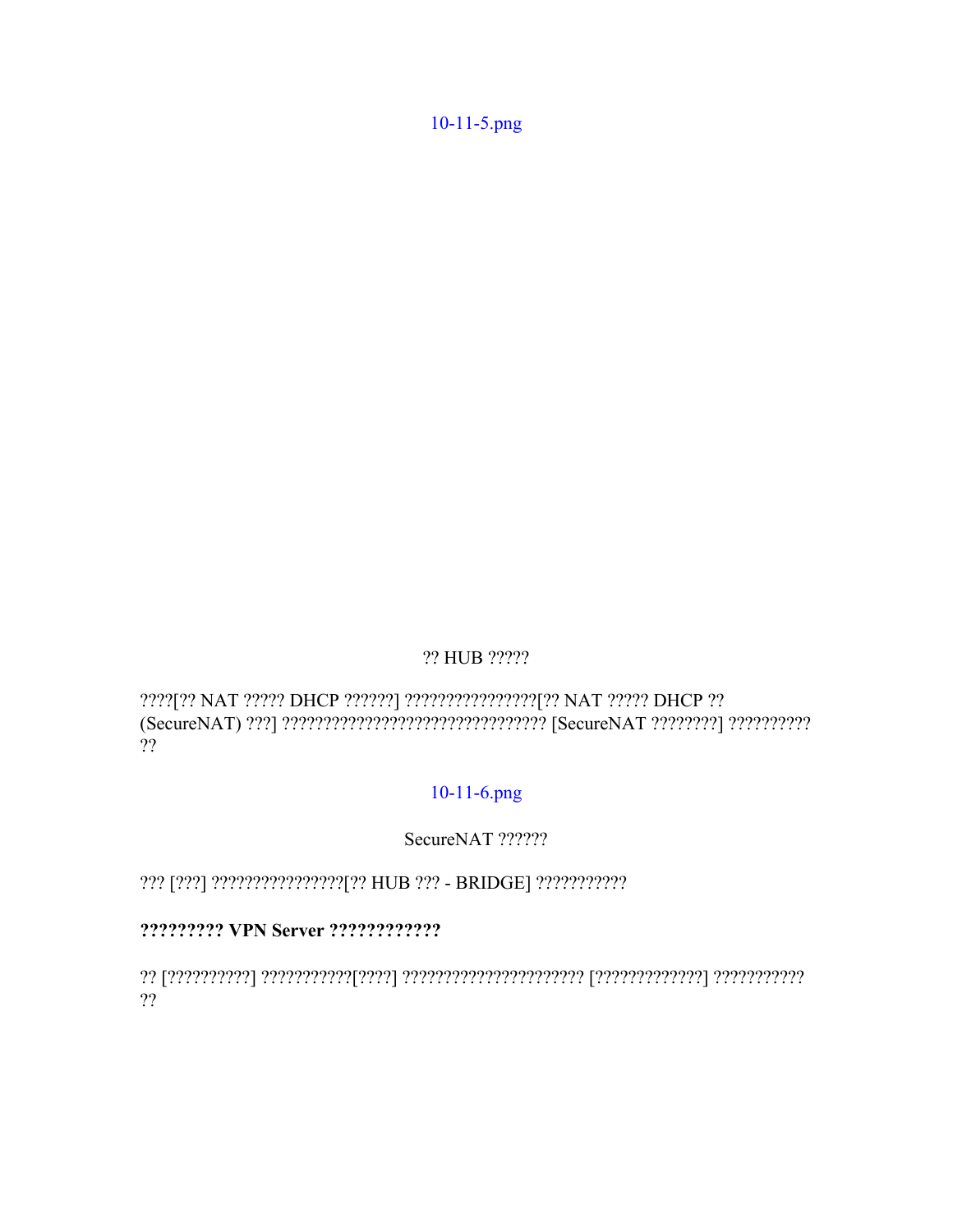10-11-5.png

?? HUB ?????

????[?? NAT ????? DHCP ??????] ????????????????[?? NAT ????? DHCP ?? (SecureNAT) ???] ???????????????????????????????? [SecureNAT ????????] ?????????? ??

10-11-6.png

SecureNAT ??????

??? [???] ????????????????[?? HUB ??? - BRIDGE] ???????????

**????????? VPN Server ????????????**

?? [??????????] ???????????[????] ?????????????????????? [?????????????] ??????????? ??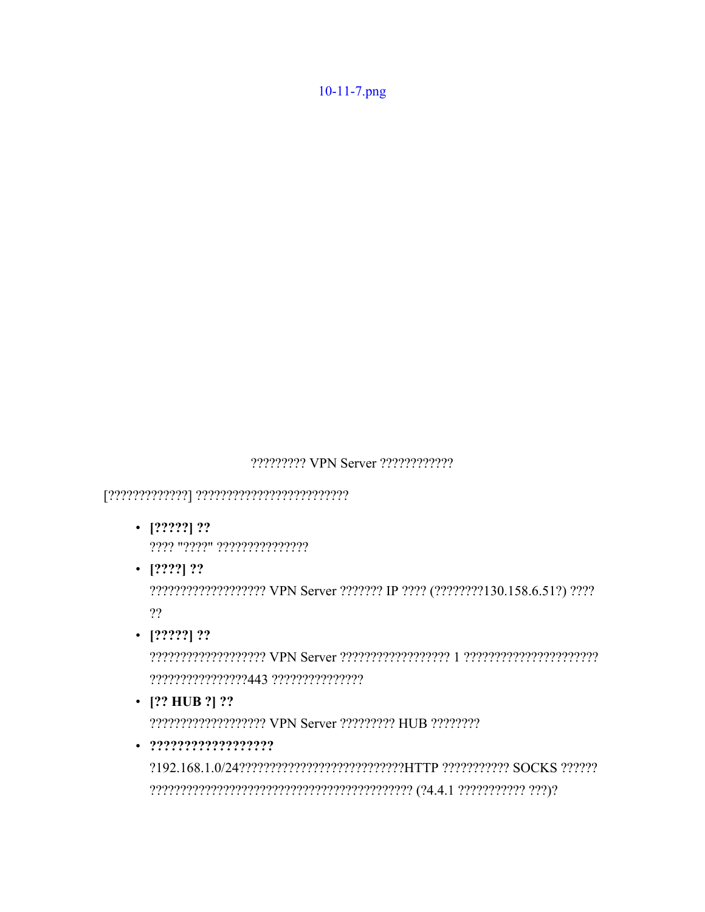10-11-7.png

????????? VPN Server ????????????

[?????????????] ?????????????????????????

- **[?????] ??**
  ???? "?????" ???????????????
- **[????] ??**
  ??????????????????? VPN Server ??????? IP ???? (????????130.158.6.51?) ???? ??
- **[?????] ??**
  ??????????????????? VPN Server ?????????????????? 1 ?????????????????????? ????????????????443 ???????????????
- **[?? HUB ?] ??**
  ??????????????????? VPN Server ????????? HUB ????????
- **??????????????????**
  ?192.168.1.0/24????????????????????????????HTTP ??????????? SOCKS ?????? ?????????????????????????????????????????? (?4.4.1 ??????????? ???)?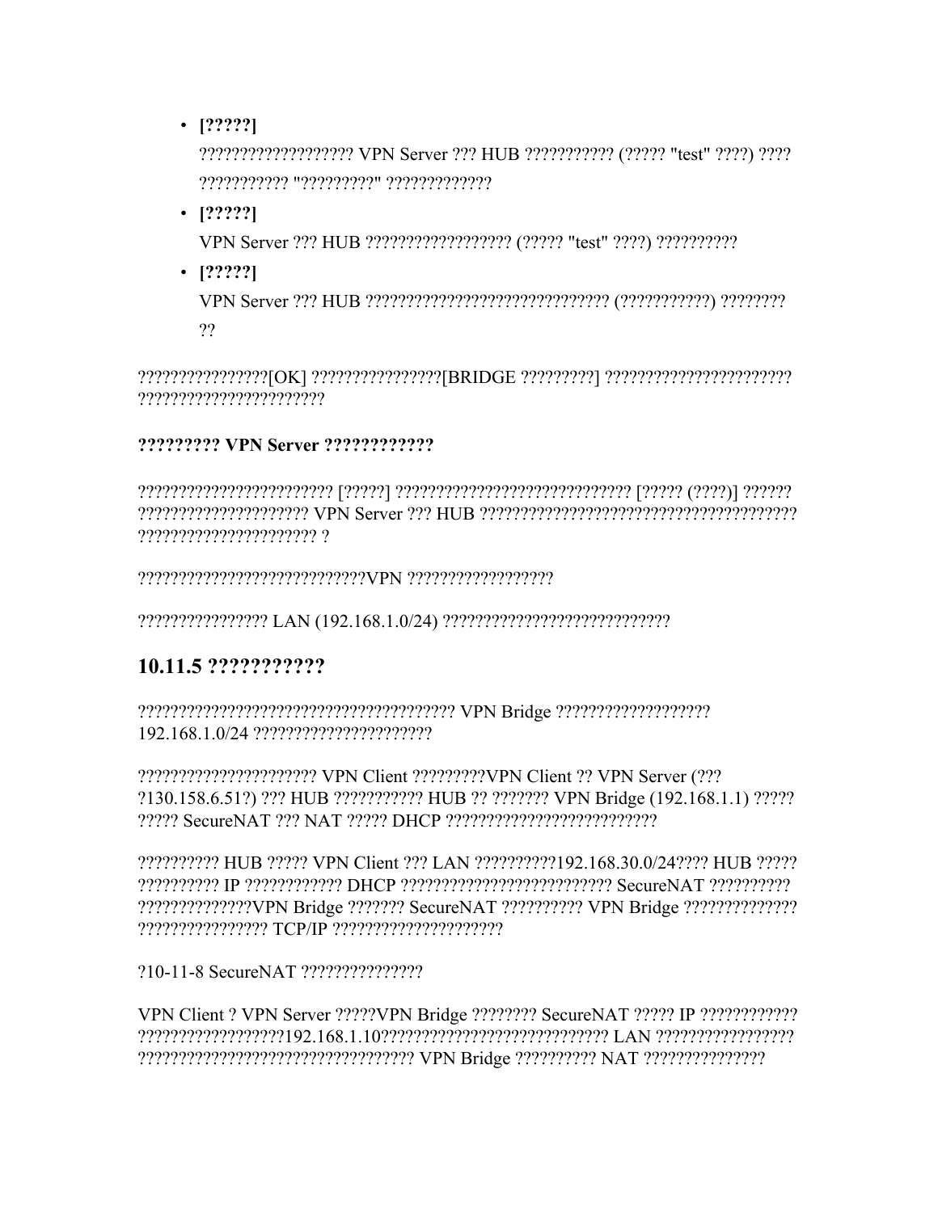- **[?????]**

  ??????????????????? VPN Server ??? HUB ??????????? (????? "test" ????) ???? ??????????? "?????????" ?????????????

- **[?????]**

  VPN Server ??? HUB ?????????????????? (????? "test" ????) ??????????

- **[?????]**

  VPN Server ??? HUB ?????????????????????????????? (???????????) ???????? ??

????????????????[OK] ????????????????[BRIDGE ?????????] ?????????????????????? ??????????????????????

**????????? VPN Server ????????????**

???????????????????????? [?????] ????????????????????????????? [????? (????)] ?????? ????????????????????? VPN Server ??? HUB ?????????????????????????????????????? ?????????????????????? ?

????????????????????????????VPN ??????????????????

???????????????? LAN (192.168.1.0/24) ????????????????????????????

## 10.11.5 ???????????

???????????????????????????????????????? VPN Bridge ??????????????????? 192.168.1.0/24 ??????????????????????

?????????????????????? VPN Client ?????????VPN Client ?? VPN Server (??? ?130.158.6.51?) ??? HUB ??????????? HUB ?? ??????? VPN Bridge (192.168.1.1) ????? ????? SecureNAT ??? NAT ????? DHCP ??????????????????????????

?????????? HUB ????? VPN Client ??? LAN ??????????192.168.30.0/24???? HUB ????? ?????????? IP ???????????? DHCP ?????????????????????????? SecureNAT ?????????? ??????????????VPN Bridge ??????? SecureNAT ?????????? VPN Bridge ?????????????? ???????????????? TCP/IP ?????????????????????

?10-11-8 SecureNAT ???????????????

VPN Client ? VPN Server ?????VPN Bridge ???????? SecureNAT ????? IP ???????????? ??????????????????192.168.1.10???????????????????????????? LAN ???????????????? ?????????????????????????????????? VPN Bridge ?????????? NAT ???????????????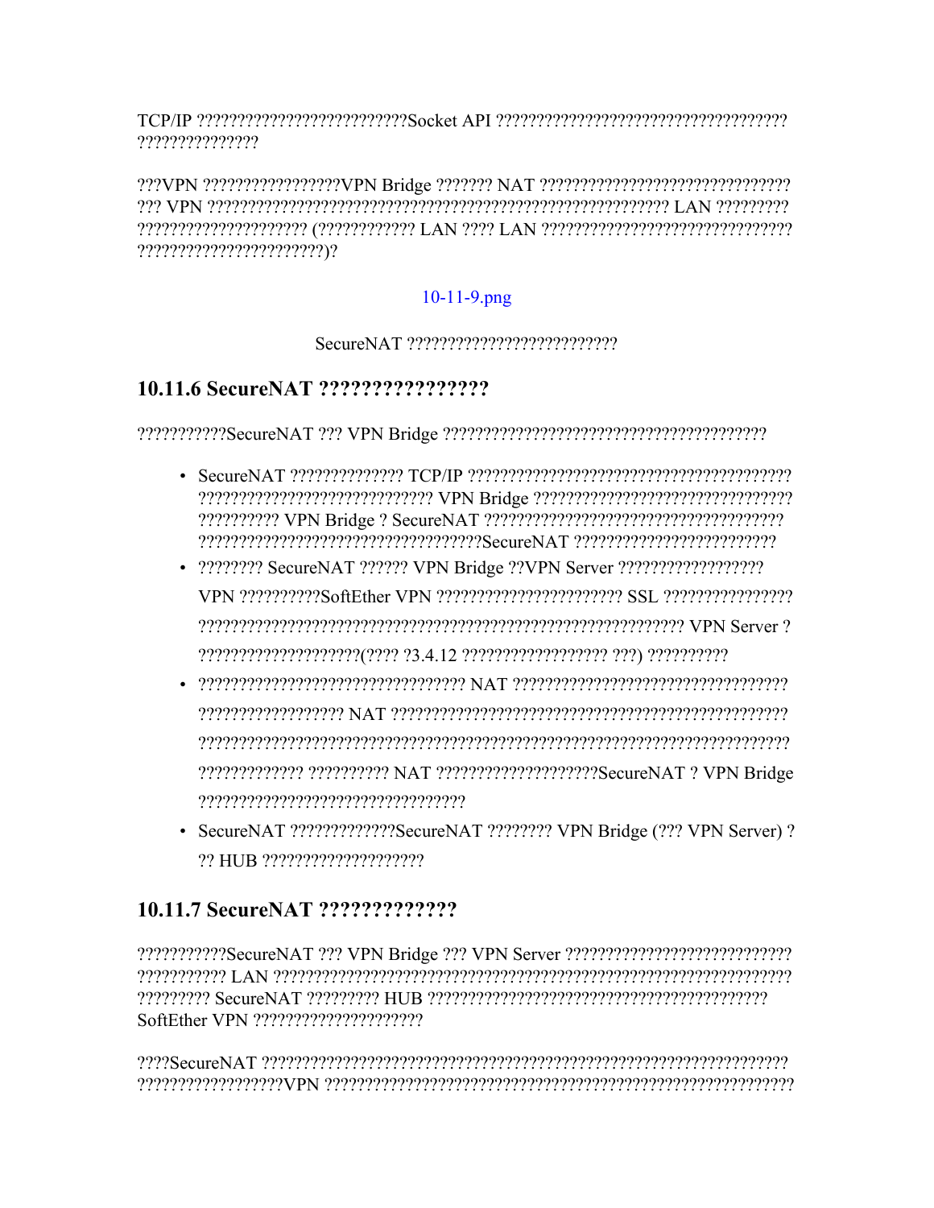TCP/IP ??????????????????????????Socket API ????????????????????????????????????
???????????????

???VPN ?????????????????VPN Bridge ??????? NAT ???????????????????????????????
??? VPN ????????????????????????????????????????????????????????? LAN ?????????
????????????????????? (???????????? LAN ???? LAN ??????????????????????????????
??????????????????????)?

10-11-9.png

SecureNAT ??????????????????????????

### 10.11.6 SecureNAT ????????????????

???????????SecureNAT ??? VPN Bridge ???????????????????????????????????????

- SecureNAT ?????????????? TCP/IP ????????????????????????????????????????? ?????????????????????????????? VPN Bridge ?????????????????????????????????? ?????????? VPN Bridge ? SecureNAT ????????????????????????????????????? ???????????????????????????????????SecureNAT ?????????????????????????
- ???????? SecureNAT ?????? VPN Bridge ??VPN Server ?????????????????? VPN ??????????SoftEther VPN ?????????????????????? SSL ???????????????? ?????????????????????????????????????????????????????????? VPN Server ? ????????????????????(???? ?3.4.12 ?????????????????? ???) ??????????
- ????????????????????????????????? NAT ?????????????????????????????????? ?????????????????? NAT ????????????????????????????????????????????????? ?????????????????????????????????????????????????????????????????????? ????????????? ?????????? NAT ????????????????????SecureNAT ? VPN Bridge ?????????????????????????????????
- SecureNAT ?????????????SecureNAT ???????? VPN Bridge (??? VPN Server) ? ?? HUB ????????????????????

### 10.11.7 SecureNAT ?????????????

???????????SecureNAT ??? VPN Bridge ??? VPN Server ???????????????????????????
??????????? LAN ?????????????????????????????????????????????????????????????
????????? SecureNAT ????????? HUB ?????????????????????????????????????????
SoftEther VPN ?????????????????????

????SecureNAT ??????????????????????????????????????????????????????????????????
??????????????????VPN ?????????????????????????????????????????????????????????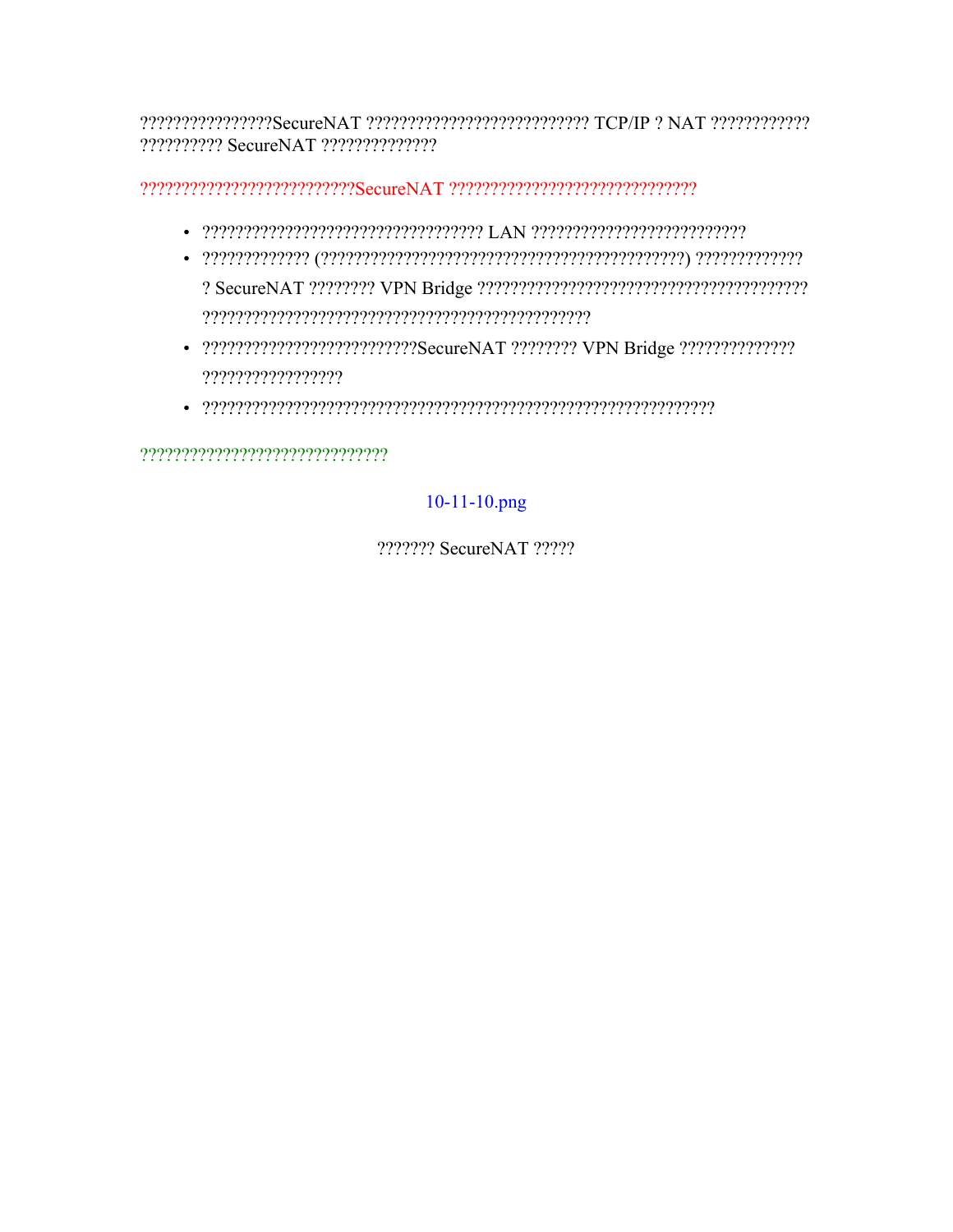????????????????SecureNAT ??????????????????????????? TCP/IP ? NAT ???????????? ?????????? SecureNAT ??????????????

??????????????????????????SecureNAT ??????????????????????????????

- ?????????????????????????????????? LAN ???????????????????????????
- ????????????? (????????????????????????????????????????????) ????????????? ? SecureNAT ???????? VPN Bridge ??????????????????????????????????????? ?????????????????????????????????????????????????
- ??????????????????????????SecureNAT ???????? VPN Bridge ?????????????? ?????????????????
- ?????????????????????????????????????????????????????????????????

??????????????????????????????

10-11-10.png

??????? SecureNAT ?????